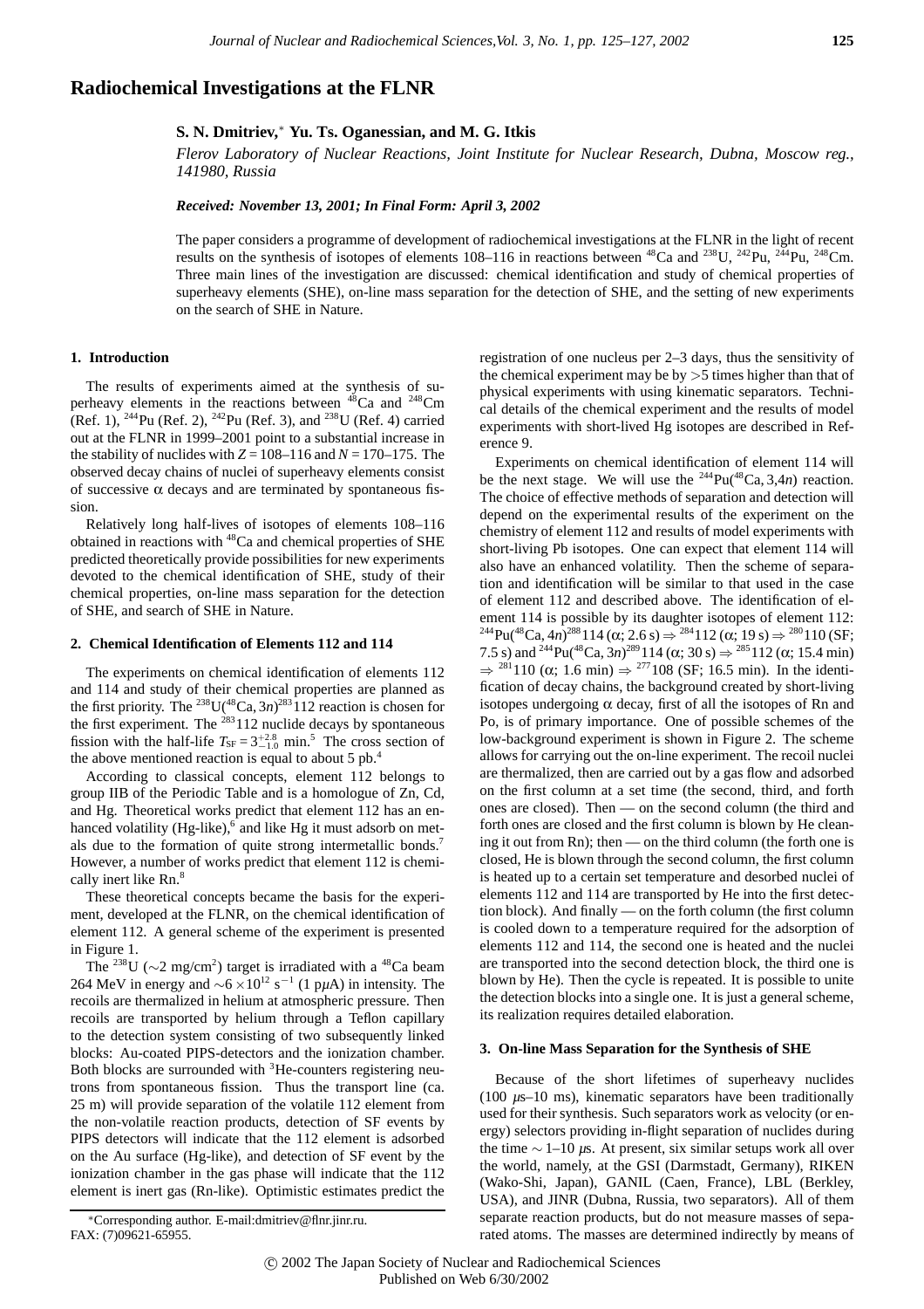# Radiochemical Investigations at the FLNR

**S. N. Dmitriev,\* Yu. Ts. Oganessian, and M. G. Itkis**

*Flerov Laboratory of Nuclear Reactions, Joint Institute for Nuclear Research, Dubna, Moscow reg., 141980, Russia*

***Received: November 13, 2001; In Final Form: April 3, 2002***

The paper considers a programme of development of radiochemical investigations at the FLNR in the light of recent results on the synthesis of isotopes of elements 108–116 in reactions between $^{48}$Ca and $^{238}$U, $^{242}$Pu, $^{244}$Pu, $^{248}$Cm. Three main lines of the investigation are discussed: chemical identification and study of chemical properties of superheavy elements (SHE), on-line mass separation for the detection of SHE, and the setting of new experiments on the search of SHE in Nature.

## 1. Introduction

The results of experiments aimed at the synthesis of superheavy elements in the reactions between $^{48}$Ca and $^{248}$Cm (Ref. 1), $^{244}$Pu (Ref. 2), $^{242}$Pu (Ref. 3), and $^{238}$U (Ref. 4) carried out at the FLNR in 1999–2001 point to a substantial increase in the stability of nuclides with $Z = 108$–$116$ and $N = 170$–$175$. The observed decay chains of nuclei of superheavy elements consist of successive α decays and are terminated by spontaneous fission.

Relatively long half-lives of isotopes of elements 108–116 obtained in reactions with $^{48}$Ca and chemical properties of SHE predicted theoretically provide possibilities for new experiments devoted to the chemical identification of SHE, study of their chemical properties, on-line mass separation for the detection of SHE, and search of SHE in Nature.

## 2. Chemical Identification of Elements 112 and 114

The experiments on chemical identification of elements 112 and 114 and study of their chemical properties are planned as the first priority. The $^{238}$U($^{48}$Ca, 3*n*)$^{283}$112 reaction is chosen for the first experiment. The $^{283}$112 nuclide decays by spontaneous fission with the half-life $T_{SF} = 3^{+2.8}_{-1.0}$ min.[5] The cross section of the above mentioned reaction is equal to about 5 pb.[4]

According to classical concepts, element 112 belongs to group IIB of the Periodic Table and is a homologue of Zn, Cd, and Hg. Theoretical works predict that element 112 has an enhanced volatility (Hg-like),[6] and like Hg it must adsorb on metals due to the formation of quite strong intermetallic bonds.[7] However, a number of works predict that element 112 is chemically inert like Rn.[8]

These theoretical concepts became the basis for the experiment, developed at the FLNR, on the chemical identification of element 112. A general scheme of the experiment is presented in Figure 1.

The $^{238}$U (∼2 mg/cm$^2$) target is irradiated with a $^{48}$Ca beam 264 MeV in energy and $\sim 6 \times 10^{12}$ s$^{-1}$ (1 p$\mu$A) in intensity. The recoils are thermalized in helium at atmospheric pressure. Then recoils are transported by helium through a Teflon capillary to the detection system consisting of two subsequently linked blocks: Au-coated PIPS-detectors and the ionization chamber. Both blocks are surrounded with $^3$He-counters registering neutrons from spontaneous fission. Thus the transport line (ca. 25 m) will provide separation of the volatile 112 element from the non-volatile reaction products, detection of SF events by PIPS detectors will indicate that the 112 element is adsorbed on the Au surface (Hg-like), and detection of SF event by the ionization chamber in the gas phase will indicate that the 112 element is inert gas (Rn-like). Optimistic estimates predict the registration of one nucleus per 2–3 days, thus the sensitivity of the chemical experiment may be by >5 times higher than that of physical experiments with using kinematic separators. Technical details of the chemical experiment and the results of model experiments with short-lived Hg isotopes are described in Reference 9.

Experiments on chemical identification of element 114 will be the next stage. We will use the $^{244}$Pu($^{48}$Ca, 3,4*n*) reaction. The choice of effective methods of separation and detection will depend on the experimental results of the experiment on the chemistry of element 112 and results of model experiments with short-living Pb isotopes. One can expect that element 114 will also have an enhanced volatility. Then the scheme of separation and identification will be similar to that used in the case of element 112 and described above. The identification of element 114 is possible by its daughter isotopes of element 112: $^{244}$Pu($^{48}$Ca, 4*n*)$^{288}$114 (α; 2.6 s) ⇒ $^{284}$112 (α; 19 s) ⇒ $^{280}$110 (SF; 7.5 s) and $^{244}$Pu($^{48}$Ca, 3*n*)$^{289}$114 (α; 30 s) ⇒ $^{285}$112 (α; 15.4 min) ⇒ $^{281}$110 (α; 1.6 min) ⇒ $^{277}$108 (SF; 16.5 min). In the identification of decay chains, the background created by short-living isotopes undergoing α decay, first of all the isotopes of Rn and Po, is of primary importance. One of possible schemes of the low-background experiment is shown in Figure 2. The scheme allows for carrying out the on-line experiment. The recoil nuclei are thermalized, then are carried out by a gas flow and adsorbed on the first column at a set time (the second, third, and forth ones are closed). Then — on the second column (the third and forth ones are closed and the first column is blown by He cleaning it out from Rn); then — on the third column (the forth one is closed, He is blown through the second column, the first column is heated up to a certain set temperature and desorbed nuclei of elements 112 and 114 are transported by He into the first detection block). And finally — on the forth column (the first column is cooled down to a temperature required for the adsorption of elements 112 and 114, the second one is heated and the nuclei are transported into the second detection block, the third one is blown by He). Then the cycle is repeated. It is possible to unite the detection blocks into a single one. It is just a general scheme, its realization requires detailed elaboration.

## 3. On-line Mass Separation for the Synthesis of SHE

Because of the short lifetimes of superheavy nuclides (100 $\mu$s–10 ms), kinematic separators have been traditionally used for their synthesis. Such separators work as velocity (or energy) selectors providing in-flight separation of nuclides during the time ∼ 1–10 $\mu$s. At present, six similar setups work all over the world, namely, at the GSI (Darmstadt, Germany), RIKEN (Wako-Shi, Japan), GANIL (Caen, France), LBL (Berkley, USA), and JINR (Dubna, Russia, two separators). All of them separate reaction products, but do not measure masses of separated atoms. The masses are determined indirectly by means of

\*Corresponding author. E-mail:dmitriev@flnr.jinr.ru. FAX: (7)09621-65955.

© 2002 The Japan Society of Nuclear and Radiochemical Sciences
Published on Web 6/30/2002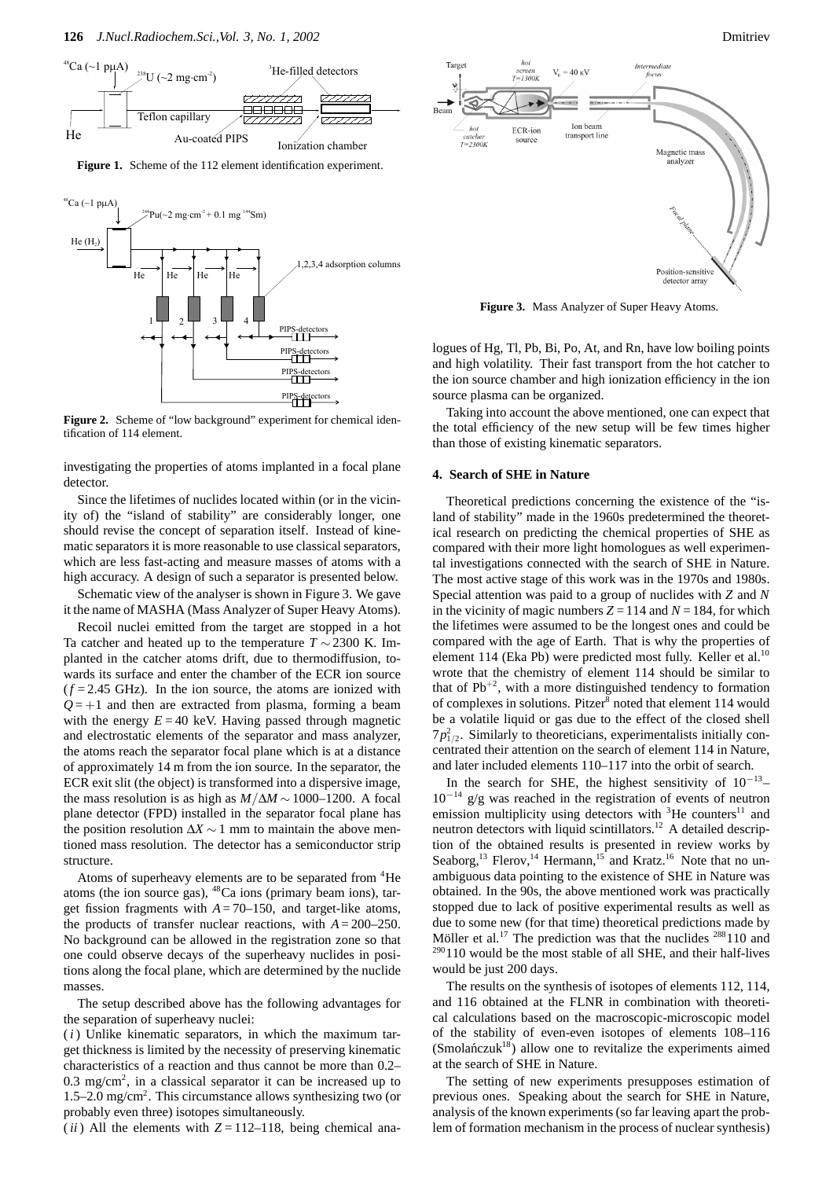**Figure 1.** Scheme of the 112 element identification experiment.

**Figure 2.** Scheme of "low background" experiment for chemical identification of 114 element.

investigating the properties of atoms implanted in a focal plane detector.

Since the lifetimes of nuclides located within (or in the vicinity of) the "island of stability" are considerably longer, one should revise the concept of separation itself. Instead of kinematic separators it is more reasonable to use classical separators, which are less fast-acting and measure masses of atoms with a high accuracy. A design of such a separator is presented below.

Schematic view of the analyser is shown in Figure 3. We gave it the name of MASHA (Mass Analyzer of Super Heavy Atoms).

Recoil nuclei emitted from the target are stopped in a hot Ta catcher and heated up to the temperature $T \sim 2300$ K. Implanted in the catcher atoms drift, due to thermodiffusion, towards its surface and enter the chamber of the ECR ion source ($f = 2.45$ GHz). In the ion source, the atoms are ionized with $Q = +1$ and then are extracted from plasma, forming a beam with the energy $E = 40$ keV. Having passed through magnetic and electrostatic elements of the separator and mass analyzer, the atoms reach the separator focal plane which is at a distance of approximately 14 m from the ion source. In the separator, the ECR exit slit (the object) is transformed into a dispersive image, the mass resolution is as high as $M/\Delta M \sim 1000$–$1200$. A focal plane detector (FPD) installed in the separator focal plane has the position resolution $\Delta X \sim 1$ mm to maintain the above mentioned mass resolution. The detector has a semiconductor strip structure.

Atoms of superheavy elements are to be separated from $^{4}$He atoms (the ion source gas), $^{48}$Ca ions (primary beam ions), target fission fragments with $A = 70$–$150$, and target-like atoms, the products of transfer nuclear reactions, with $A = 200$–$250$. No background can be allowed in the registration zone so that one could observe decays of the superheavy nuclides in positions along the focal plane, which are determined by the nuclide masses.

The setup described above has the following advantages for the separation of superheavy nuclei:

(*i*) Unlike kinematic separators, in which the maximum target thickness is limited by the necessity of preserving kinematic characteristics of a reaction and thus cannot be more than 0.2–0.3 mg/cm$^2$, in a classical separator it can be increased up to 1.5–2.0 mg/cm$^2$. This circumstance allows synthesizing two (or probably even three) isotopes simultaneously.

(*ii*) All the elements with $Z = 112$–$118$, being chemical analogues of Hg, Tl, Pb, Bi, Po, At, and Rn, have low boiling points and high volatility. Their fast transport from the hot catcher to the ion source chamber and high ionization efficiency in the ion source plasma can be organized.

**Figure 3.** Mass Analyzer of Super Heavy Atoms.

Taking into account the above mentioned, one can expect that the total efficiency of the new setup will be few times higher than those of existing kinematic separators.

## 4. Search of SHE in Nature

Theoretical predictions concerning the existence of the "island of stability" made in the 1960s predetermined the theoretical research on predicting the chemical properties of SHE as compared with their more light homologues as well experimental investigations connected with the search of SHE in Nature. The most active stage of this work was in the 1970s and 1980s. Special attention was paid to a group of nuclides with $Z$ and $N$ in the vicinity of magic numbers $Z = 114$ and $N = 184$, for which the lifetimes were assumed to be the longest ones and could be compared with the age of Earth. That is why the properties of element 114 (Eka Pb) were predicted most fully. Keller et al.[10] wrote that the chemistry of element 114 should be similar to that of Pb$^{+2}$, with a more distinguished tendency to formation of complexes in solutions. Pitzer[8] noted that element 114 would be a volatile liquid or gas due to the effect of the closed shell $7p^2_{1/2}$. Similarly to theoreticians, experimentalists initially concentrated their attention on the search of element 114 in Nature, and later included elements 110–117 into the orbit of search.

In the search for SHE, the highest sensitivity of $10^{-13}$–$10^{-14}$ g/g was reached in the registration of events of neutron emission multiplicity using detectors with $^{3}$He counters[11] and neutron detectors with liquid scintillators.[12] A detailed description of the obtained results is presented in review works by Seaborg,[13] Flerov,[14] Hermann,[15] and Kratz.[16] Note that no unambiguous data pointing to the existence of SHE in Nature was obtained. In the 90s, the above mentioned work was practically stopped due to lack of positive experimental results as well as due to some new (for that time) theoretical predictions made by Möller et al.[17] The prediction was that the nuclides $^{288}$110 and $^{290}$110 would be the most stable of all SHE, and their half-lives would be just 200 days.

The results on the synthesis of isotopes of elements 112, 114, and 116 obtained at the FLNR in combination with theoretical calculations based on the macroscopic-microscopic model of the stability of even-even isotopes of elements 108–116 (Smolańczuk[18]) allow one to revitalize the experiments aimed at the search of SHE in Nature.

The setting of new experiments presupposes estimation of previous ones. Speaking about the search for SHE in Nature, analysis of the known experiments (so far leaving apart the problem of formation mechanism in the process of nuclear synthesis)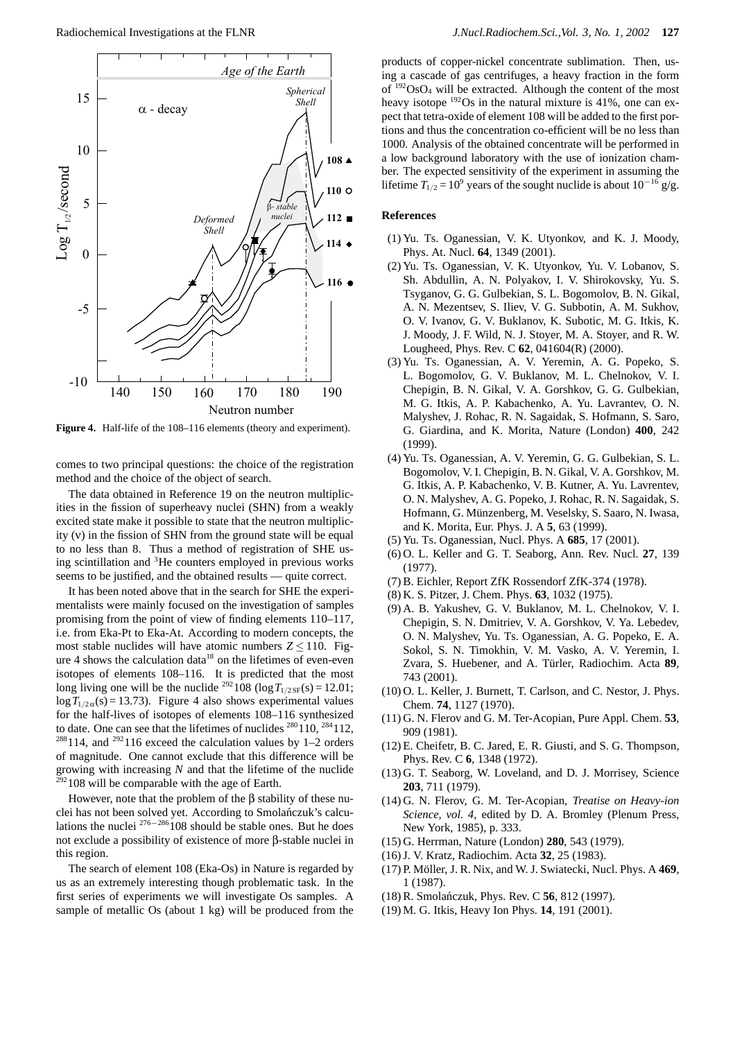Age of the Earth

Spherical Shell

α - decay

Log $T_{1/2}$/second

15

10

5

0

-5

-10

Deformed Shell

β- stable nuclei

108 ▲

110 ○

112 ■

114 ◆

116 ●

140 150 160 170 180 190

Neutron number

**Figure 4.** Half-life of the 108–116 elements (theory and experiment).

comes to two principal questions: the choice of the registration method and the choice of the object of search.

The data obtained in Reference 19 on the neutron multiplicities in the fission of superheavy nuclei (SHN) from a weakly excited state make it possible to state that the neutron multiplicity (ν) in the fission of SHN from the ground state will be equal to no less than 8. Thus a method of registration of SHE using scintillation and $^{3}$He counters employed in previous works seems to be justified, and the obtained results — quite correct.

It has been noted above that in the search for SHE the experimentalists were mainly focused on the investigation of samples promising from the point of view of finding elements 110–117, i.e. from Eka-Pt to Eka-At. According to modern concepts, the most stable nuclides will have atomic numbers $Z \leq 110$. Figure 4 shows the calculation data[18] on the lifetimes of even-even isotopes of elements 108–116. It is predicted that the most long living one will be the nuclide $^{292}$108 ($\log T_{1/2\,\mathrm{SF}}(\mathrm{s}) = 12.01$; $\log T_{1/2\alpha}(\mathrm{s}) = 13.73$). Figure 4 also shows experimental values for the half-lives of isotopes of elements 108–116 synthesized to date. One can see that the lifetimes of nuclides $^{280}$110, $^{284}$112, $^{288}$114, and $^{292}$116 exceed the calculation values by 1–2 orders of magnitude. One cannot exclude that this difference will be growing with increasing $N$ and that the lifetime of the nuclide $^{292}$108 will be comparable with the age of Earth.

However, note that the problem of the β stability of these nuclei has not been solved yet. According to Smolańczuk's calculations the nuclei $^{276-286}$108 should be stable ones. But he does not exclude a possibility of existence of more β-stable nuclei in this region.

The search of element 108 (Eka-Os) in Nature is regarded by us as an extremely interesting though problematic task. In the first series of experiments we will investigate Os samples. A sample of metallic Os (about 1 kg) will be produced from the products of copper-nickel concentrate sublimation. Then, using a cascade of gas centrifuges, a heavy fraction in the form of $^{192}OsO_4$ will be extracted. Although the content of the most heavy isotope $^{192}$Os in the natural mixture is 41%, one can expect that tetra-oxide of element 108 will be added to the first portions and thus the concentration co-efficient will be no less than 1000. Analysis of the obtained concentrate will be performed in a low background laboratory with the use of ionization chamber. The expected sensitivity of the experiment in assuming the lifetime $T_{1/2} = 10^{9}$ years of the sought nuclide is about $10^{-16}$ g/g.

## References

(1) Yu. Ts. Oganessian, V. K. Utyonkov, and K. J. Moody, Phys. At. Nucl. **64**, 1349 (2001).

(2) Yu. Ts. Oganessian, V. K. Utyonkov, Yu. V. Lobanov, S. Sh. Abdullin, A. N. Polyakov, I. V. Shirokovsky, Yu. S. Tsyganov, G. G. Gulbekian, S. L. Bogomolov, B. N. Gikal, A. N. Mezentsev, S. Iliev, V. G. Subbotin, A. M. Sukhov, O. V. Ivanov, G. V. Buklanov, K. Subotic, M. G. Itkis, K. J. Moody, J. F. Wild, N. J. Stoyer, M. A. Stoyer, and R. W. Lougheed, Phys. Rev. C **62**, 041604(R) (2000).

(3) Yu. Ts. Oganessian, A. V. Yeremin, A. G. Popeko, S. L. Bogomolov, G. V. Buklanov, M. L. Chelnokov, V. I. Chepigin, B. N. Gikal, V. A. Gorshkov, G. G. Gulbekian, M. G. Itkis, A. P. Kabachenko, A. Yu. Lavrantev, O. N. Malyshev, J. Rohac, R. N. Sagaidak, S. Hofmann, S. Saro, G. Giardina, and K. Morita, Nature (London) **400**, 242 (1999).

(4) Yu. Ts. Oganessian, A. V. Yeremin, G. G. Gulbekian, S. L. Bogomolov, V. I. Chepigin, B. N. Gikal, V. A. Gorshkov, M. G. Itkis, A. P. Kabachenko, V. B. Kutner, A. Yu. Lavrentev, O. N. Malyshev, A. G. Popeko, J. Rohac, R. N. Sagaidak, S. Hofmann, G. Münzenberg, M. Veselsky, S. Saaro, N. Iwasa, and K. Morita, Eur. Phys. J. A **5**, 63 (1999).

(5) Yu. Ts. Oganessian, Nucl. Phys. A **685**, 17 (2001).

(6) O. L. Keller and G. T. Seaborg, Ann. Rev. Nucl. **27**, 139 (1977).

(7) B. Eichler, Report ZfK Rossendorf ZfK-374 (1978).

(8) K. S. Pitzer, J. Chem. Phys. **63**, 1032 (1975).

(9) A. B. Yakushev, G. V. Buklanov, M. L. Chelnokov, V. I. Chepigin, S. N. Dmitriev, V. A. Gorshkov, V. Ya. Lebedev, O. N. Malyshev, Yu. Ts. Oganessian, A. G. Popeko, E. A. Sokol, S. N. Timokhin, V. M. Vasko, A. V. Yeremin, I. Zvara, S. Huebener, and A. Türler, Radiochim. Acta **89**, 743 (2001).

(10) O. L. Keller, J. Burnett, T. Carlson, and C. Nestor, J. Phys. Chem. **74**, 1127 (1970).

(11) G. N. Flerov and G. M. Ter-Acopian, Pure Appl. Chem. **53**, 909 (1981).

(12) E. Cheifetr, B. C. Jared, E. R. Giusti, and S. G. Thompson, Phys. Rev. C **6**, 1348 (1972).

(13) G. T. Seaborg, W. Loveland, and D. J. Morrisey, Science **203**, 711 (1979).

(14) G. N. Flerov, G. M. Ter-Acopian, *Treatise on Heavy-ion Science, vol. 4*, edited by D. A. Bromley (Plenum Press, New York, 1985), p. 333.

(15) G. Herrman, Nature (London) **280**, 543 (1979).

(16) J. V. Kratz, Radiochim. Acta **32**, 25 (1983).

(17) P. Möller, J. R. Nix, and W. J. Swiatecki, Nucl. Phys. A **469**, 1 (1987).

(18) R. Smolańczuk, Phys. Rev. C **56**, 812 (1997).

(19) M. G. Itkis, Heavy Ion Phys. **14**, 191 (2001).